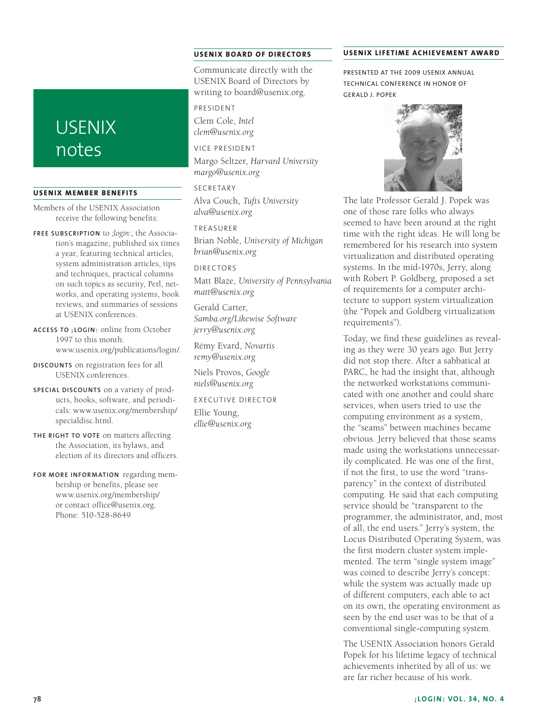# USENIX notes

## USENIX MEMBER BENEFITS

Members of the USENIX Association receive the following benefits:

**FREE SUBSCRIPTION** to *;login:*, the Association's magazine, published six times a year, featuring technical articles, system administration articles, tips and techniques, practical columns on such topics as security, Perl, networks, and operating systems, book reviews, and summaries of sessions at USENIX conferences.

**ACCESS TO ;LOGIN:** online from October 1997 to this month: www.usenix.org/publications/login/.

**DISCOUNTS** on registration fees for all USENIX conferences.

**SPECIAL DISCOUNTS** on a variety of products, books, software, and periodicals: www.usenix.org/membership/specialdisc.html.

**THE RIGHT TO VOTE** on matters affecting the Association, its bylaws, and election of its directors and officers.

**FOR MORE INFORMATION** regarding membership or benefits, please see www.usenix.org/membership/ or contact office@usenix.org. Phone: 510-528-8649

## USENIX BOARD OF DIRECTORS

Communicate directly with the USENIX Board of Directors by writing to board@usenix.org.

PRESIDENT

Clem Cole, *Intel*
*clem@usenix.org*

VICE PRESIDENT

Margo Seltzer, *Harvard University*
*margo@usenix.org*

SECRETARY

Alva Couch, *Tufts University*
*alva@usenix.org*

TREASURER

Brian Noble, *University of Michigan*
*brian@usenix.org*

DIRECTORS

Matt Blaze, *University of Pennsylvania*
*matt@usenix.org*

Gerald Carter, *Samba.org/Likewise Software*
*jerry@usenix.org*

Rémy Evard, *Novartis*
*remy@usenix.org*

Niels Provos, *Google*
*niels@usenix.org*

EXECUTIVE DIRECTOR

Ellie Young,
*ellie@usenix.org*

## USENIX LIFETIME ACHIEVEMENT AWARD

PRESENTED AT THE 2009 USENIX ANNUAL TECHNICAL CONFERENCE IN HONOR OF GERALD J. POPEK

The late Professor Gerald J. Popek was one of those rare folks who always seemed to have been around at the right time with the right ideas. He will long be remembered for his research into system virtualization and distributed operating systems. In the mid-1970s, Jerry, along with Robert P. Goldberg, proposed a set of requirements for a computer architecture to support system virtualization (the "Popek and Goldberg virtualization requirements").

Today, we find these guidelines as revealing as they were 30 years ago. But Jerry did not stop there. After a sabbatical at PARC, he had the insight that, although the networked workstations communicated with one another and could share services, when users tried to use the computing environment as a system, the "seams" between machines became obvious. Jerry believed that those seams made using the workstations unnecessarily complicated. He was one of the first, if not the first, to use the word "transparency" in the context of distributed computing. He said that each computing service should be "transparent to the programmer, the administrator, and, most of all, the end users." Jerry's system, the Locus Distributed Operating System, was the first modern cluster system implemented. The term "single system image" was coined to describe Jerry's concept: while the system was actually made up of different computers, each able to act on its own, the operating environment as seen by the end user was to be that of a conventional single-computing system.

The USENIX Association honors Gerald Popek for his lifetime legacy of technical achievements inherited by all of us: we are far richer because of his work.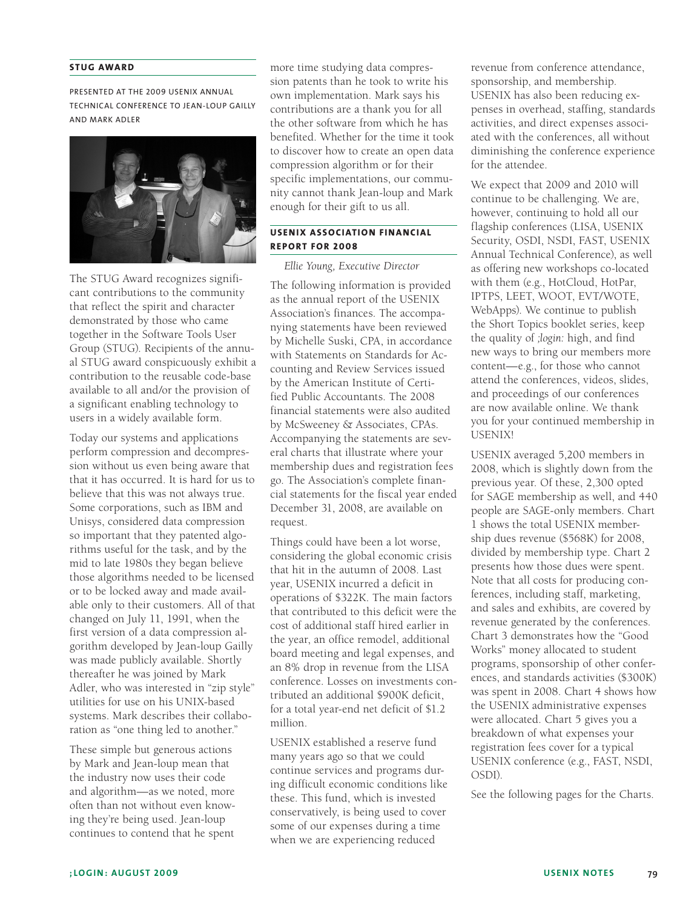## STUG AWARD

PRESENTED AT THE 2009 USENIX ANNUAL TECHNICAL CONFERENCE TO JEAN-LOUP GAILLY AND MARK ADLER

The STUG Award recognizes significant contributions to the community that reflect the spirit and character demonstrated by those who came together in the Software Tools User Group (STUG). Recipients of the annual STUG award conspicuously exhibit a contribution to the reusable code-base available to all and/or the provision of a significant enabling technology to users in a widely available form.

Today our systems and applications perform compression and decompression without us even being aware that that it has occurred. It is hard for us to believe that this was not always true. Some corporations, such as IBM and Unisys, considered data compression so important that they patented algorithms useful for the task, and by the mid to late 1980s they began believe those algorithms needed to be licensed or to be locked away and made available only to their customers. All of that changed on July 11, 1991, when the first version of a data compression algorithm developed by Jean-loup Gailly was made publicly available. Shortly thereafter he was joined by Mark Adler, who was interested in "zip style" utilities for use on his UNIX-based systems. Mark describes their collaboration as "one thing led to another."

These simple but generous actions by Mark and Jean-loup mean that the industry now uses their code and algorithm—as we noted, more often than not without even knowing they're being used. Jean-loup continues to contend that he spent more time studying data compression patents than he took to write his own implementation. Mark says his contributions are a thank you for all the other software from which he has benefited. Whether for the time it took to discover how to create an open data compression algorithm or for their specific implementations, our community cannot thank Jean-loup and Mark enough for their gift to us all.

## USENIX ASSOCIATION FINANCIAL REPORT FOR 2008

*Ellie Young, Executive Director*

The following information is provided as the annual report of the USENIX Association's finances. The accompanying statements have been reviewed by Michelle Suski, CPA, in accordance with Statements on Standards for Accounting and Review Services issued by the American Institute of Certified Public Accountants. The 2008 financial statements were also audited by McSweeney & Associates, CPAs. Accompanying the statements are several charts that illustrate where your membership dues and registration fees go. The Association's complete financial statements for the fiscal year ended December 31, 2008, are available on request.

Things could have been a lot worse, considering the global economic crisis that hit in the autumn of 2008. Last year, USENIX incurred a deficit in operations of $322K. The main factors that contributed to this deficit were the cost of additional staff hired earlier in the year, an office remodel, additional board meeting and legal expenses, and an 8% drop in revenue from the LISA conference. Losses on investments contributed an additional $900K deficit, for a total year-end net deficit of $1.2 million.

USENIX established a reserve fund many years ago so that we could continue services and programs during difficult economic conditions like these. This fund, which is invested conservatively, is being used to cover some of our expenses during a time when we are experiencing reduced revenue from conference attendance, sponsorship, and membership. USENIX has also been reducing expenses in overhead, staffing, standards activities, and direct expenses associated with the conferences, all without diminishing the conference experience for the attendee.

We expect that 2009 and 2010 will continue to be challenging. We are, however, continuing to hold all our flagship conferences (LISA, USENIX Security, OSDI, NSDI, FAST, USENIX Annual Technical Conference), as well as offering new workshops co-located with them (e.g., HotCloud, HotPar, IPTPS, LEET, WOOT, EVT/WOTE, WebApps). We continue to publish the Short Topics booklet series, keep the quality of *;login:* high, and find new ways to bring our members more content—e.g., for those who cannot attend the conferences, videos, slides, and proceedings of our conferences are now available online. We thank you for your continued membership in USENIX!

USENIX averaged 5,200 members in 2008, which is slightly down from the previous year. Of these, 2,300 opted for SAGE membership as well, and 440 people are SAGE-only members. Chart 1 shows the total USENIX membership dues revenue ($568K) for 2008, divided by membership type. Chart 2 presents how those dues were spent. Note that all costs for producing conferences, including staff, marketing, and sales and exhibits, are covered by revenue generated by the conferences. Chart 3 demonstrates how the "Good Works" money allocated to student programs, sponsorship of other conferences, and standards activities ($300K) was spent in 2008. Chart 4 shows how the USENIX administrative expenses were allocated. Chart 5 gives you a breakdown of what expenses your registration fees cover for a typical USENIX conference (e.g., FAST, NSDI, OSDI).

See the following pages for the Charts.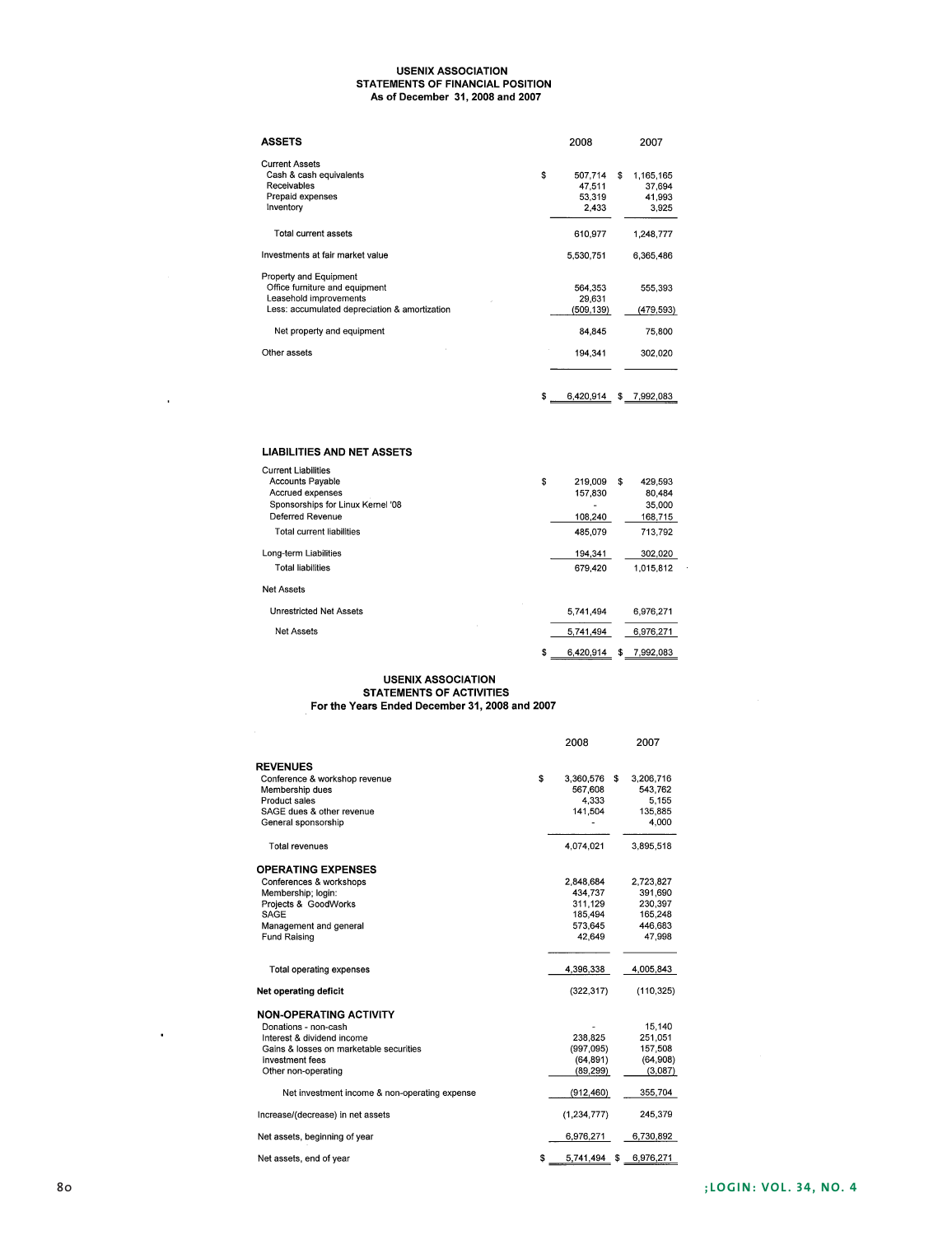# USENIX ASSOCIATION
## STATEMENTS OF FINANCIAL POSITION
### As of December 31, 2008 and 2007

| ASSETS | 2008 | 2007 |
|---|---|---|
| **Current Assets** | | |
| Cash & cash equivalents | $ 507,714 | $ 1,165,165 |
| Receivables | 47,511 | 37,694 |
| Prepaid expenses | 53,319 | 41,993 |
| Inventory | 2,433 | 3,925 |
| Total current assets | 610,977 | 1,248,777 |
| Investments at fair market value | 5,530,751 | 6,365,486 |
| **Property and Equipment** | | |
| Office furniture and equipment | 564,353 | 555,393 |
| Leasehold improvements | 29,631 | |
| Less: accumulated depreciation & amortization | (509,139) | (479,593) |
| Net property and equipment | 84,845 | 75,800 |
| Other assets | 194,341 | 302,020 |
| | $ 6,420,914 | $ 7,992,083 |

| LIABILITIES AND NET ASSETS | 2008 | 2007 |
|---|---|---|
| **Current Liabilities** | | |
| Accounts Payable | $ 219,009 | $ 429,593 |
| Accrued expenses | 157,830 | 80,484 |
| Sponsorships for Linux Kernel '08 | - | 35,000 |
| Deferred Revenue | 108,240 | 168,715 |
| Total current liabilities | 485,079 | 713,792 |
| Long-term Liabilities | 194,341 | 302,020 |
| Total liabilities | 679,420 | 1,015,812 |
| **Net Assets** | | |
| Unrestricted Net Assets | 5,741,494 | 6,976,271 |
| Net Assets | 5,741,494 | 6,976,271 |
| | $ 6,420,914 | $ 7,992,083 |

# USENIX ASSOCIATION
## STATEMENTS OF ACTIVITIES
### For the Years Ended December 31, 2008 and 2007

| | 2008 | 2007 |
|---|---|---|
| **REVENUES** | | |
| Conference & workshop revenue | $ 3,360,576 | $ 3,206,716 |
| Membership dues | 567,608 | 543,762 |
| Product sales | 4,333 | 5,155 |
| SAGE dues & other revenue | 141,504 | 135,885 |
| General sponsorship | - | 4,000 |
| Total revenues | 4,074,021 | 3,895,518 |
| **OPERATING EXPENSES** | | |
| Conferences & workshops | 2,848,684 | 2,723,827 |
| Membership; login: | 434,737 | 391,690 |
| Projects & GoodWorks | 311,129 | 230,397 |
| SAGE | 185,494 | 165,248 |
| Management and general | 573,645 | 446,683 |
| Fund Raising | 42,649 | 47,998 |
| Total operating expenses | 4,396,338 | 4,005,843 |
| **Net operating deficit** | (322,317) | (110,325) |
| **NON-OPERATING ACTIVITY** | | |
| Donations - non-cash | - | 15,140 |
| Interest & dividend income | 238,825 | 251,051 |
| Gains & losses on marketable securities | (997,095) | 157,508 |
| Investment fees | (64,891) | (64,908) |
| Other non-operating | (89,299) | (3,087) |
| Net investment income & non-operating expense | (912,460) | 355,704 |
| Increase/(decrease) in net assets | (1,234,777) | 245,379 |
| Net assets, beginning of year | 6,976,271 | 6,730,892 |
| Net assets, end of year | $ 5,741,494 | $ 6,976,271 |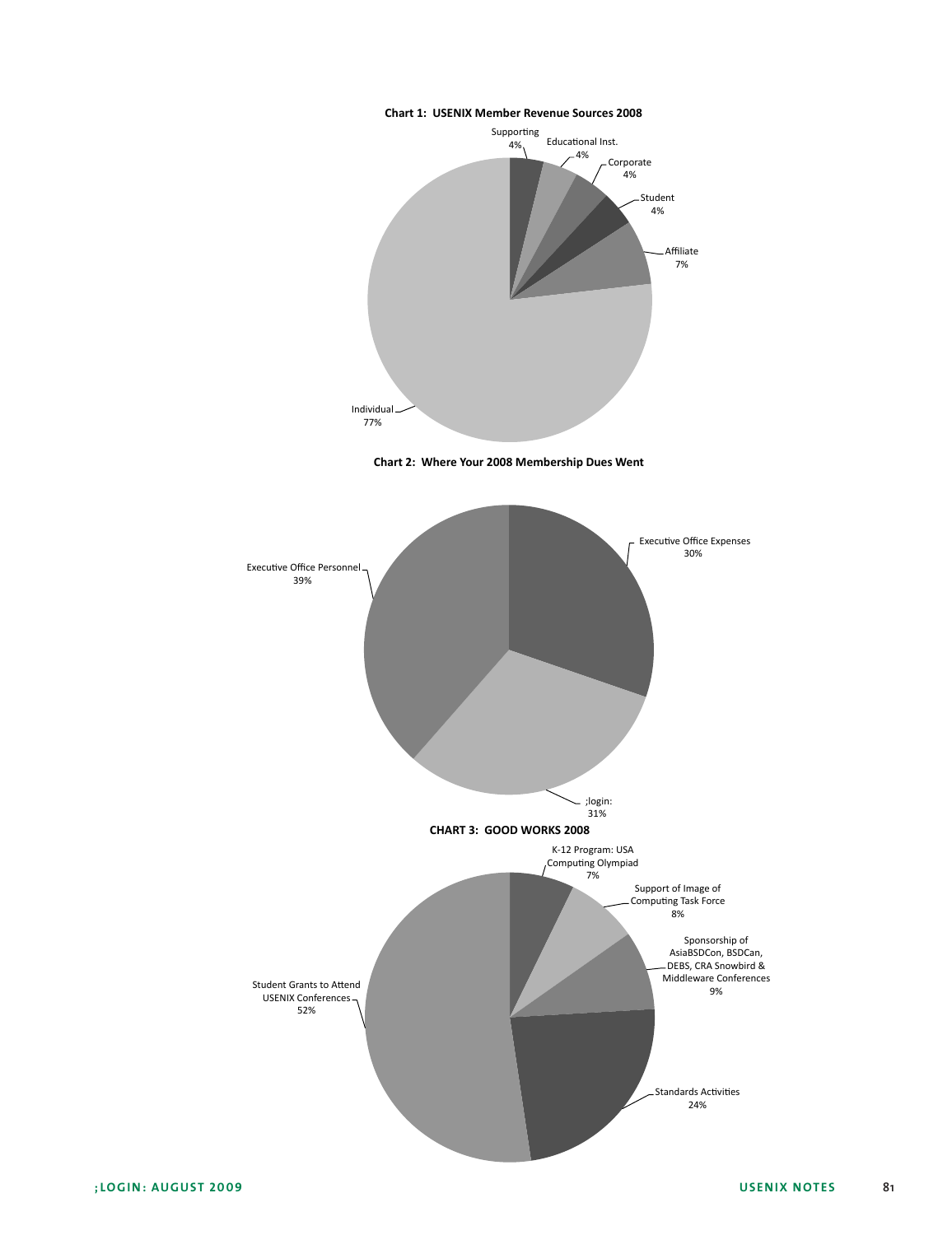**Chart 1: USENIX Member Revenue Sources 2008**

| Source | Percentage |
| --- | --- |
| Supporting | 4% |
| Educational Inst. | 4% |
| Corporate | 4% |
| Student | 4% |
| Affiliate | 7% |
| Individual | 77% |

**Chart 2: Where Your 2008 Membership Dues Went**

| Category | Percentage |
| --- | --- |
| Executive Office Expenses | 30% |
| ;login: | 31% |
| Executive Office Personnel | 39% |

**CHART 3: GOOD WORKS 2008**

| Category | Percentage |
| --- | --- |
| K-12 Program: USA Computing Olympiad | 7% |
| Support of Image of Computing Task Force | 8% |
| Sponsorship of AsiaBSDCon, BSDCan, DEBS, CRA Snowbird & Middleware Conferences | 9% |
| Standards Activities | 24% |
| Student Grants to Attend USENIX Conferences | 52% |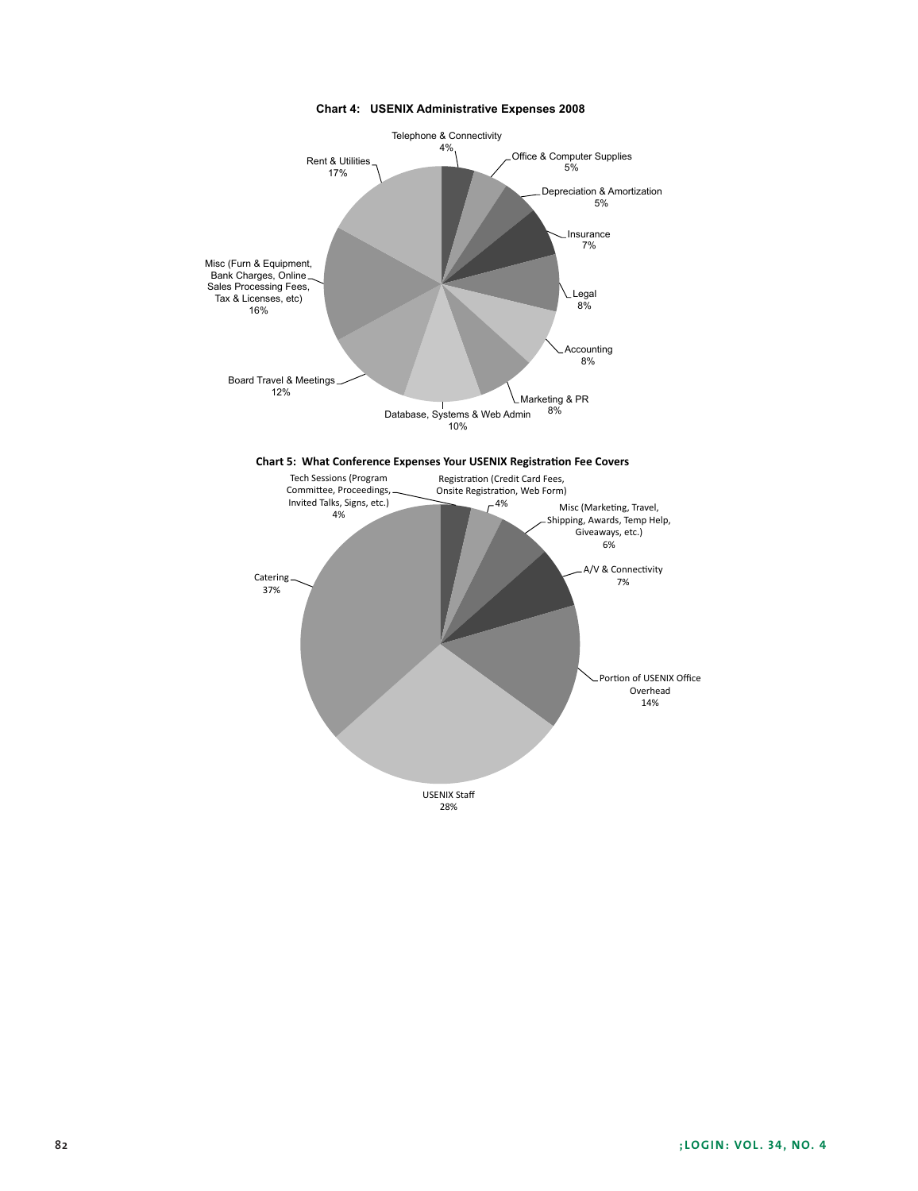**Chart 4: USENIX Administrative Expenses 2008**

Telephone & Connectivity
4%

Office & Computer Supplies
5%

Depreciation & Amortization
5%

Insurance
7%

Legal
8%

Accounting
8%

Marketing & PR
8%

Database, Systems & Web Admin
10%

Board Travel & Meetings
12%

Misc (Furn & Equipment, Bank Charges, Online Sales Processing Fees, Tax & Licenses, etc)
16%

Rent & Utilities
17%

**Chart 5: What Conference Expenses Your USENIX Registration Fee Covers**

Tech Sessions (Program Committee, Proceedings, Invited Talks, Signs, etc.)
4%

Registration (Credit Card Fees, Onsite Registration, Web Form)
4%

Misc (Marketing, Travel, Shipping, Awards, Temp Help, Giveaways, etc.)
6%

A/V & Connectivity
7%

Portion of USENIX Office Overhead
14%

USENIX Staff
28%

Catering
37%